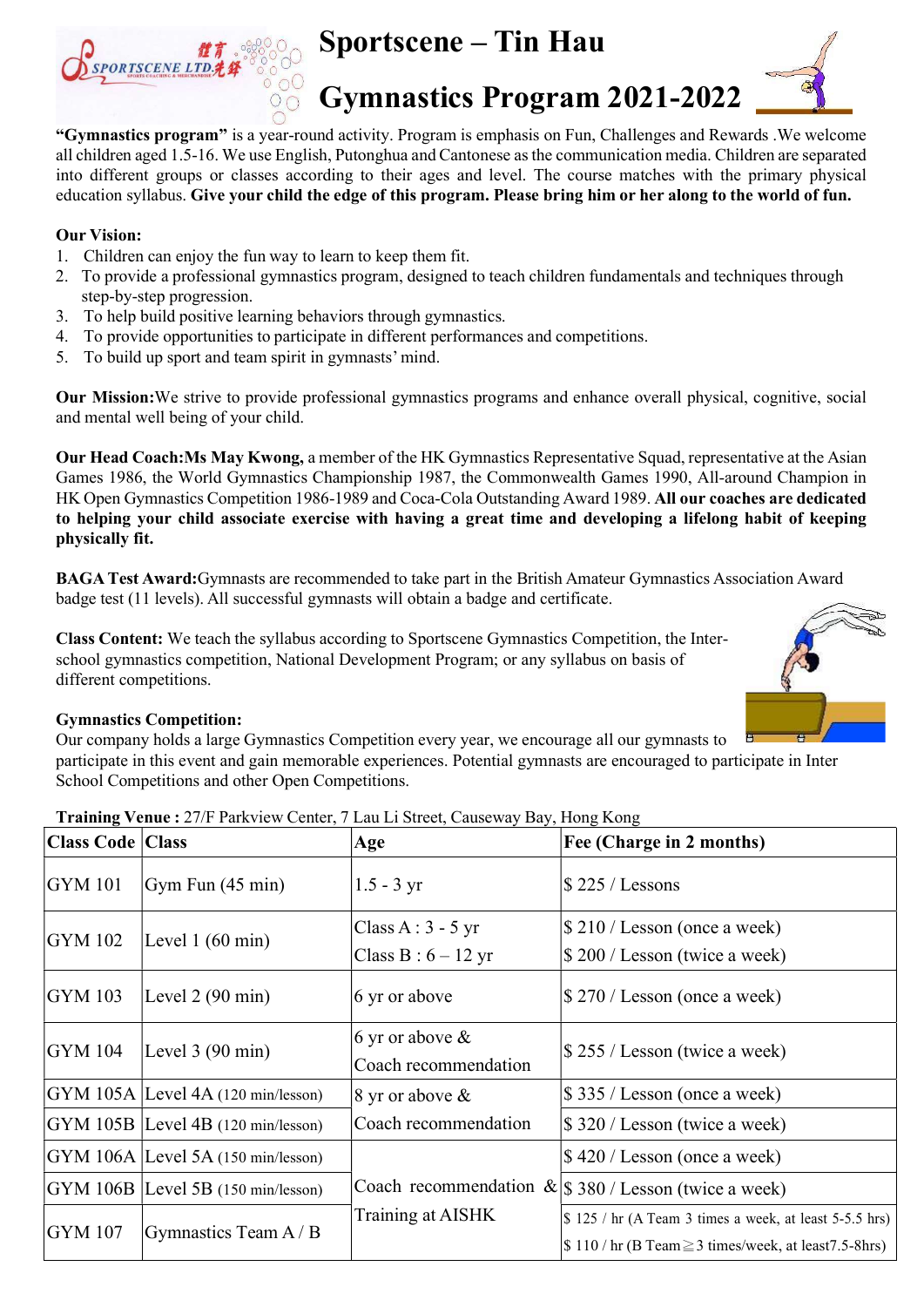# Sportscene – Tin Hau

# Gymnastics Program 2021-2022

**"Gymnastics program"** is a year-round activity. Program is emphasis on Fun, Challenges and Rewards .We welcome all children aged 1.5-16. We use English, Putonghua and Cantonese as the communication media. Children are separated into different groups or classes according to their ages and level. The course matches with the primary physical education syllabus. **Give your child the edge of this program. Please bring him or her along to the world of fun.**

**Our Vision:**

1. Children can enjoy the fun way to learn to keep them fit.
2. To provide a professional gymnastics program, designed to teach children fundamentals and techniques through step-by-step progression.
3. To help build positive learning behaviors through gymnastics.
4. To provide opportunities to participate in different performances and competitions.
5. To build up sport and team spirit in gymnasts' mind.

**Our Mission:** We strive to provide professional gymnastics programs and enhance overall physical, cognitive, social and mental well being of your child.

**Our Head Coach: Ms May Kwong,** a member of the HK Gymnastics Representative Squad, representative at the Asian Games 1986, the World Gymnastics Championship 1987, the Commonwealth Games 1990, All-around Champion in HK Open Gymnastics Competition 1986-1989 and Coca-Cola Outstanding Award 1989. **All our coaches are dedicated to helping your child associate exercise with having a great time and developing a lifelong habit of keeping physically fit.**

**BAGA Test Award:** Gymnasts are recommended to take part in the British Amateur Gymnastics Association Award badge test (11 levels). All successful gymnasts will obtain a badge and certificate.

**Class Content:** We teach the syllabus according to Sportscene Gymnastics Competition, the Inter-school gymnastics competition, National Development Program; or any syllabus on basis of different competitions.

**Gymnastics Competition:**
Our company holds a large Gymnastics Competition every year, we encourage all our gymnasts to participate in this event and gain memorable experiences. Potential gymnasts are encouraged to participate in Inter School Competitions and other Open Competitions.

**Training Venue :** 27/F Parkview Center, 7 Lau Li Street, Causeway Bay, Hong Kong

| Class Code | Class | Age | Fee (Charge in 2 months) |
|---|---|---|---|
| GYM 101 | Gym Fun (45 min) | 1.5 - 3 yr | $ 225 / Lessons |
| GYM 102 | Level 1 (60 min) | Class A : 3 - 5 yr<br>Class B : 6 – 12 yr | $ 210 / Lesson (once a week)<br>$ 200 / Lesson (twice a week) |
| GYM 103 | Level 2 (90 min) | 6 yr or above | $ 270 / Lesson (once a week) |
| GYM 104 | Level 3 (90 min) | 6 yr or above & Coach recommendation | $ 255 / Lesson (twice a week) |
| GYM 105A | Level 4A (120 min/lesson) | 8 yr or above & Coach recommendation | $ 335 / Lesson (once a week) |
| GYM 105B | Level 4B (120 min/lesson) | | $ 320 / Lesson (twice a week) |
| GYM 106A | Level 5A (150 min/lesson) | Coach recommendation & Training at AISHK | $ 420 / Lesson (once a week) |
| GYM 106B | Level 5B (150 min/lesson) | | $ 380 / Lesson (twice a week) |
| GYM 107 | Gymnastics Team A / B | | $ 125 / hr (A Team 3 times a week, at least 5-5.5 hrs)<br>$ 110 / hr (B Team ≧ 3 times/week, at least 7.5-8hrs) |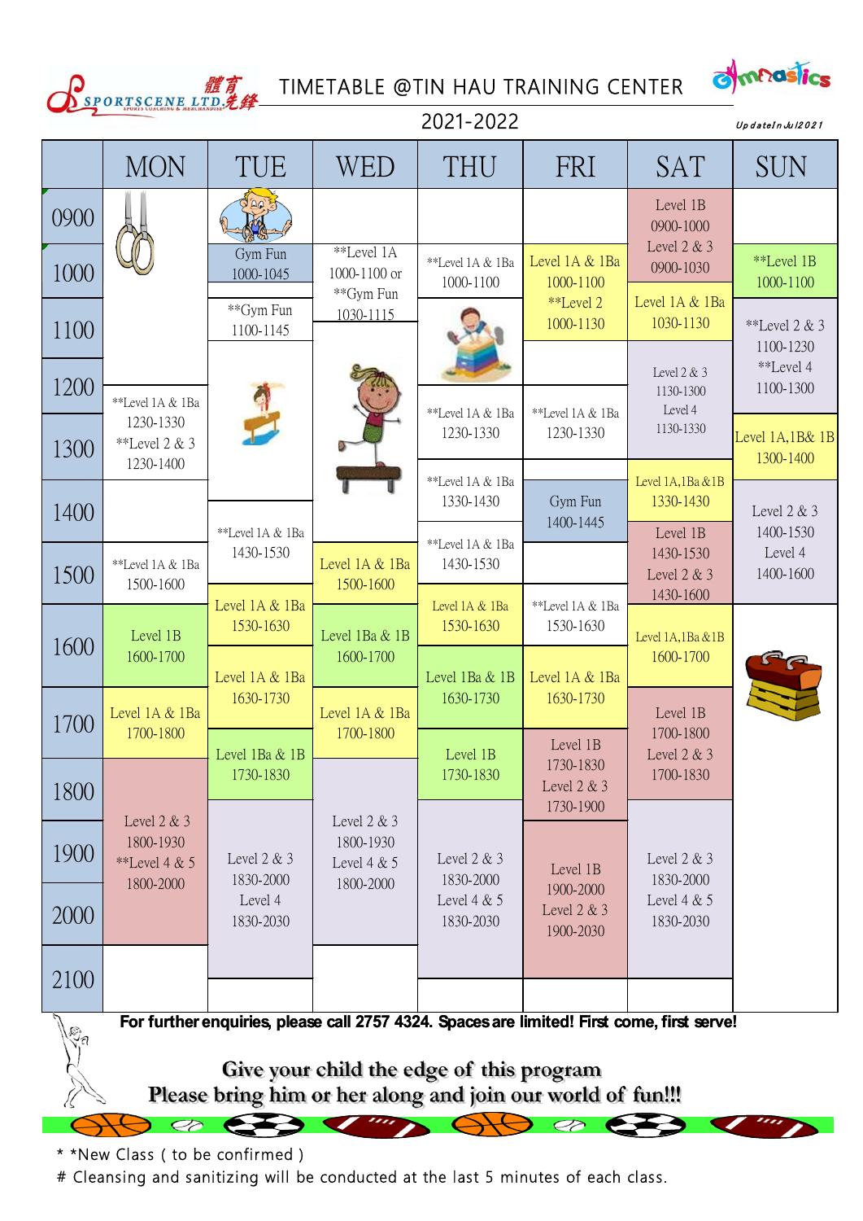SPORTSCENE LTD. 體育先鋒

# TIMETABLE @TIN HAU TRAINING CENTER

2021-2022

Updated Jul 2021

| | MON | TUE | WED | THU | FRI | SAT | SUN |
|---|---|---|---|---|---|---|---|
| 0900 | | | | | | Level 1B 0900-1000 | |
| 1000 | | Gym Fun 1000-1045 | **Level 1A 1000-1100 or **Gym Fun 1030-1115 | **Level 1A & 1Ba 1000-1100 | Level 1A & 1Ba 1000-1100 **Level 2 1000-1130 | Level 2 & 3 0900-1030 | **Level 1B 1000-1100 |
| 1100 | | **Gym Fun 1100-1145 | | | | Level 1A & 1Ba 1030-1130 | **Level 2 & 3 1100-1230 |
| 1200 | **Level 1A & 1Ba 1230-1330 **Level 2 & 3 1230-1400 | | | | | Level 2 & 3 1130-1300 Level 4 1130-1330 | **Level 4 1100-1300 |
| 1300 | | | | **Level 1A & 1Ba 1230-1330 | **Level 1A & 1Ba 1230-1330 | | Level 1A,1B& 1B 1300-1400 |
| 1400 | | **Level 1A & 1Ba 1430-1530 | | **Level 1A & 1Ba 1330-1430 | Gym Fun 1400-1445 | Level 1A,1Ba &1B 1330-1430 | Level 2 & 3 1400-1530 Level 4 1400-1600 |
| 1500 | **Level 1A & 1Ba 1500-1600 | | Level 1A & 1Ba 1500-1600 | **Level 1A & 1Ba 1430-1530 | | Level 1B 1430-1530 Level 2 & 3 1430-1600 | |
| 1600 | Level 1B 1600-1700 | Level 1A & 1Ba 1530-1630 | Level 1Ba & 1B 1600-1700 | Level 1A & 1Ba 1530-1630 | **Level 1A & 1Ba 1530-1630 | Level 1A,1Ba &1B 1600-1700 | |
| 1700 | Level 1A & 1Ba 1700-1800 | Level 1A & 1Ba 1630-1730 | Level 1A & 1Ba 1700-1800 | Level 1Ba & 1B 1630-1730 | Level 1A & 1Ba 1630-1730 | Level 1B 1700-1800 Level 2 & 3 1700-1830 | |
| 1800 | Level 2 & 3 1800-1930 **Level 4 & 5 1800-2000 | Level 1Ba & 1B 1730-1830 | Level 2 & 3 1800-1930 Level 4 & 5 1800-2000 | Level 1B 1730-1830 | Level 1B 1730-1830 Level 2 & 3 1730-1900 | | |
| 1900 | | Level 2 & 3 1830-2000 Level 4 1830-2030 | | Level 2 & 3 1830-2000 Level 4 & 5 1830-2030 | Level 1B 1900-2000 Level 2 & 3 1900-2030 | Level 2 & 3 1830-2000 Level 4 & 5 1830-2030 | |
| 2000 | | | | | | | |
| 2100 | | | | | | | |

**For further enquiries, please call 2757 4324. Spaces are limited! First come, first serve!**

**Give your child the edge of this program**
**Please bring him or her along and join our world of fun!!!**

* *New Class ( to be confirmed )

# Cleansing and sanitizing will be conducted at the last 5 minutes of each class.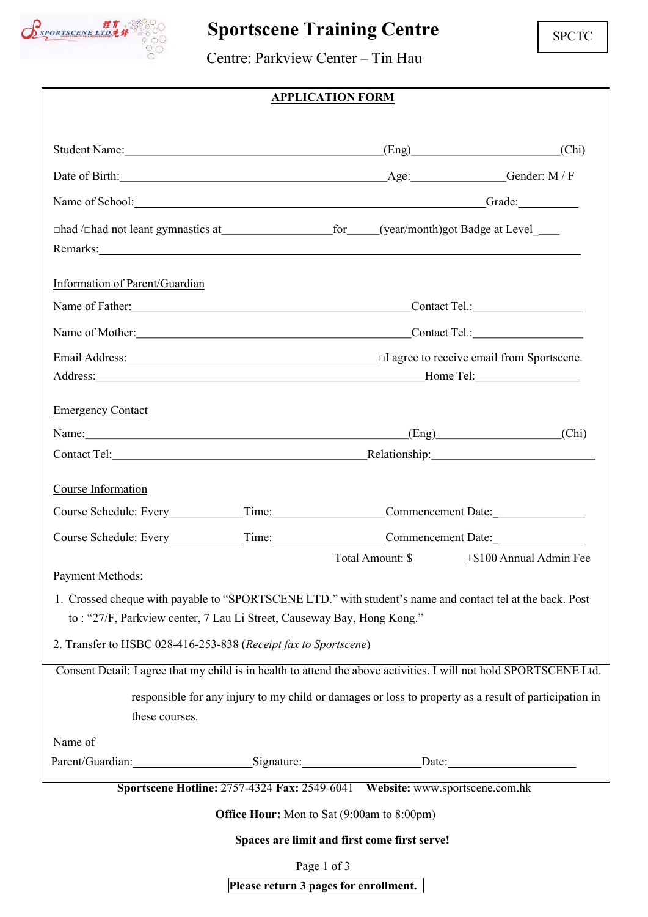# Sportscene Training Centre

Centre: Parkview Center – Tin Hau

SPCTC

## APPLICATION FORM

Student Name:\_\_\_\_\_\_\_\_\_\_\_\_\_\_\_\_\_\_\_\_\_\_\_\_\_\_\_\_\_\_\_\_\_\_\_\_\_\_\_\_(Eng)\_\_\_\_\_\_\_\_\_\_\_\_\_\_\_\_\_\_\_\_\_\_(Chi)

Date of Birth:\_\_\_\_\_\_\_\_\_\_\_\_\_\_\_\_\_\_\_\_\_\_\_\_\_\_\_\_\_\_\_\_\_\_\_\_\_\_\_\_Age:\_\_\_\_\_\_\_\_\_\_\_\_\_\_Gender: M / F

Name of School:\_\_\_\_\_\_\_\_\_\_\_\_\_\_\_\_\_\_\_\_\_\_\_\_\_\_\_\_\_\_\_\_\_\_\_\_\_\_\_\_\_\_\_\_\_\_\_\_\_\_\_\_Grade:\_\_\_\_\_\_\_\_\_

□had /□had not leant gymnastics at\_\_\_\_\_\_\_\_\_\_\_\_\_\_\_\_\_for\_\_\_\_\_(year/month)got Badge at Level\_\_\_\_

Remarks:\_\_\_\_\_\_\_\_\_\_\_\_\_\_\_\_\_\_\_\_\_\_\_\_\_\_\_\_\_\_\_\_\_\_\_\_\_\_\_\_\_\_\_\_\_\_\_\_\_\_\_\_\_\_\_\_\_\_\_\_\_\_\_\_\_\_\_\_\_\_

### Information of Parent/Guardian

Name of Father:\_\_\_\_\_\_\_\_\_\_\_\_\_\_\_\_\_\_\_\_\_\_\_\_\_\_\_\_\_\_\_\_\_\_\_\_\_\_\_\_\_\_Contact Tel.:\_\_\_\_\_\_\_\_\_\_\_\_\_\_\_\_\_

Name of Mother:\_\_\_\_\_\_\_\_\_\_\_\_\_\_\_\_\_\_\_\_\_\_\_\_\_\_\_\_\_\_\_\_\_\_\_\_\_\_\_\_\_\_Contact Tel.:\_\_\_\_\_\_\_\_\_\_\_\_\_\_\_\_\_

Email Address:\_\_\_\_\_\_\_\_\_\_\_\_\_\_\_\_\_\_\_\_\_\_\_\_\_\_\_\_\_\_\_\_\_\_\_\_\_\_\_□I agree to receive email from Sportscene.

Address:\_\_\_\_\_\_\_\_\_\_\_\_\_\_\_\_\_\_\_\_\_\_\_\_\_\_\_\_\_\_\_\_\_\_\_\_\_\_\_\_\_\_\_\_\_\_\_\_\_\_\_\_Home Tel:\_\_\_\_\_\_\_\_\_\_\_\_\_\_\_\_

### Emergency Contact

Name:\_\_\_\_\_\_\_\_\_\_\_\_\_\_\_\_\_\_\_\_\_\_\_\_\_\_\_\_\_\_\_\_\_\_\_\_\_\_\_\_\_\_\_\_\_\_\_\_\_(Eng)\_\_\_\_\_\_\_\_\_\_\_\_\_\_\_\_\_\_(Chi)

Contact Tel:\_\_\_\_\_\_\_\_\_\_\_\_\_\_\_\_\_\_\_\_\_\_\_\_\_\_\_\_\_\_\_\_\_\_\_\_\_\_\_\_Relationship:\_\_\_\_\_\_\_\_\_\_\_\_\_\_\_\_\_\_\_\_\_\_\_\_\_

### Course Information

Course Schedule: Every\_\_\_\_\_\_\_\_\_\_\_Time:\_\_\_\_\_\_\_\_\_\_\_\_\_\_\_\_\_Commencement Date:\_\_\_\_\_\_\_\_\_\_\_\_\_\_\_

Course Schedule: Every\_\_\_\_\_\_\_\_\_\_\_Time:\_\_\_\_\_\_\_\_\_\_\_\_\_\_\_\_\_Commencement Date:\_\_\_\_\_\_\_\_\_\_\_\_\_\_\_

Total Amount: $\_\_\_\_\_\_\_\_+$100 Annual Admin Fee

Payment Methods:

1. Crossed cheque with payable to "SPORTSCENE LTD." with student's name and contact tel at the back. Post to : "27/F, Parkview center, 7 Lau Li Street, Causeway Bay, Hong Kong."
2. Transfer to HSBC 028-416-253-838 (*Receipt fax to Sportscene*)

Consent Detail: I agree that my child is in health to attend the above activities. I will not hold SPORTSCENE Ltd. responsible for any injury to my child or damages or loss to property as a result of participation in these courses.

Name of Parent/Guardian:\_\_\_\_\_\_\_\_\_\_\_\_\_\_\_\_\_\_\_Signature:\_\_\_\_\_\_\_\_\_\_\_\_\_\_\_\_\_\_\_Date:\_\_\_\_\_\_\_\_\_\_\_\_\_\_\_\_\_\_\_\_\_

**Sportscene Hotline:** 2757-4324 **Fax:** 2549-6041 **Website:** www.sportscene.com.hk

**Office Hour:** Mon to Sat (9:00am to 8:00pm)

**Spaces are limit and first come first serve!**

**Please return 3 pages for enrollment.**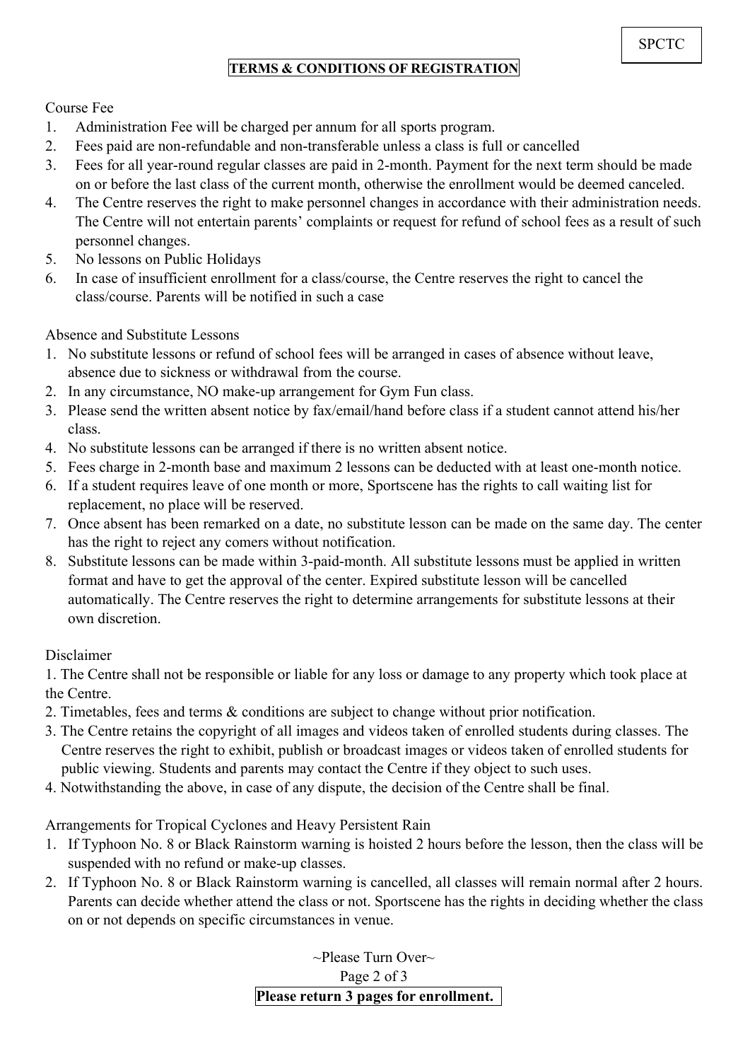SPCTC

# TERMS & CONDITIONS OF REGISTRATION

Course Fee

1. Administration Fee will be charged per annum for all sports program.
2. Fees paid are non-refundable and non-transferable unless a class is full or cancelled
3. Fees for all year-round regular classes are paid in 2-month. Payment for the next term should be made on or before the last class of the current month, otherwise the enrollment would be deemed canceled.
4. The Centre reserves the right to make personnel changes in accordance with their administration needs. The Centre will not entertain parents' complaints or request for refund of school fees as a result of such personnel changes.
5. No lessons on Public Holidays
6. In case of insufficient enrollment for a class/course, the Centre reserves the right to cancel the class/course. Parents will be notified in such a case

Absence and Substitute Lessons

1. No substitute lessons or refund of school fees will be arranged in cases of absence without leave, absence due to sickness or withdrawal from the course.
2. In any circumstance, NO make-up arrangement for Gym Fun class.
3. Please send the written absent notice by fax/email/hand before class if a student cannot attend his/her class.
4. No substitute lessons can be arranged if there is no written absent notice.
5. Fees charge in 2-month base and maximum 2 lessons can be deducted with at least one-month notice.
6. If a student requires leave of one month or more, Sportscene has the rights to call waiting list for replacement, no place will be reserved.
7. Once absent has been remarked on a date, no substitute lesson can be made on the same day. The center has the right to reject any comers without notification.
8. Substitute lessons can be made within 3-paid-month. All substitute lessons must be applied in written format and have to get the approval of the center. Expired substitute lesson will be cancelled automatically. The Centre reserves the right to determine arrangements for substitute lessons at their own discretion.

Disclaimer

1. The Centre shall not be responsible or liable for any loss or damage to any property which took place at the Centre.
2. Timetables, fees and terms & conditions are subject to change without prior notification.
3. The Centre retains the copyright of all images and videos taken of enrolled students during classes. The Centre reserves the right to exhibit, publish or broadcast images or videos taken of enrolled students for public viewing. Students and parents may contact the Centre if they object to such uses.
4. Notwithstanding the above, in case of any dispute, the decision of the Centre shall be final.

Arrangements for Tropical Cyclones and Heavy Persistent Rain

1. If Typhoon No. 8 or Black Rainstorm warning is hoisted 2 hours before the lesson, then the class will be suspended with no refund or make-up classes.
2. If Typhoon No. 8 or Black Rainstorm warning is cancelled, all classes will remain normal after 2 hours. Parents can decide whether attend the class or not. Sportscene has the rights in deciding whether the class on or not depends on specific circumstances in venue.

~Please Turn Over~

**Please return 3 pages for enrollment.**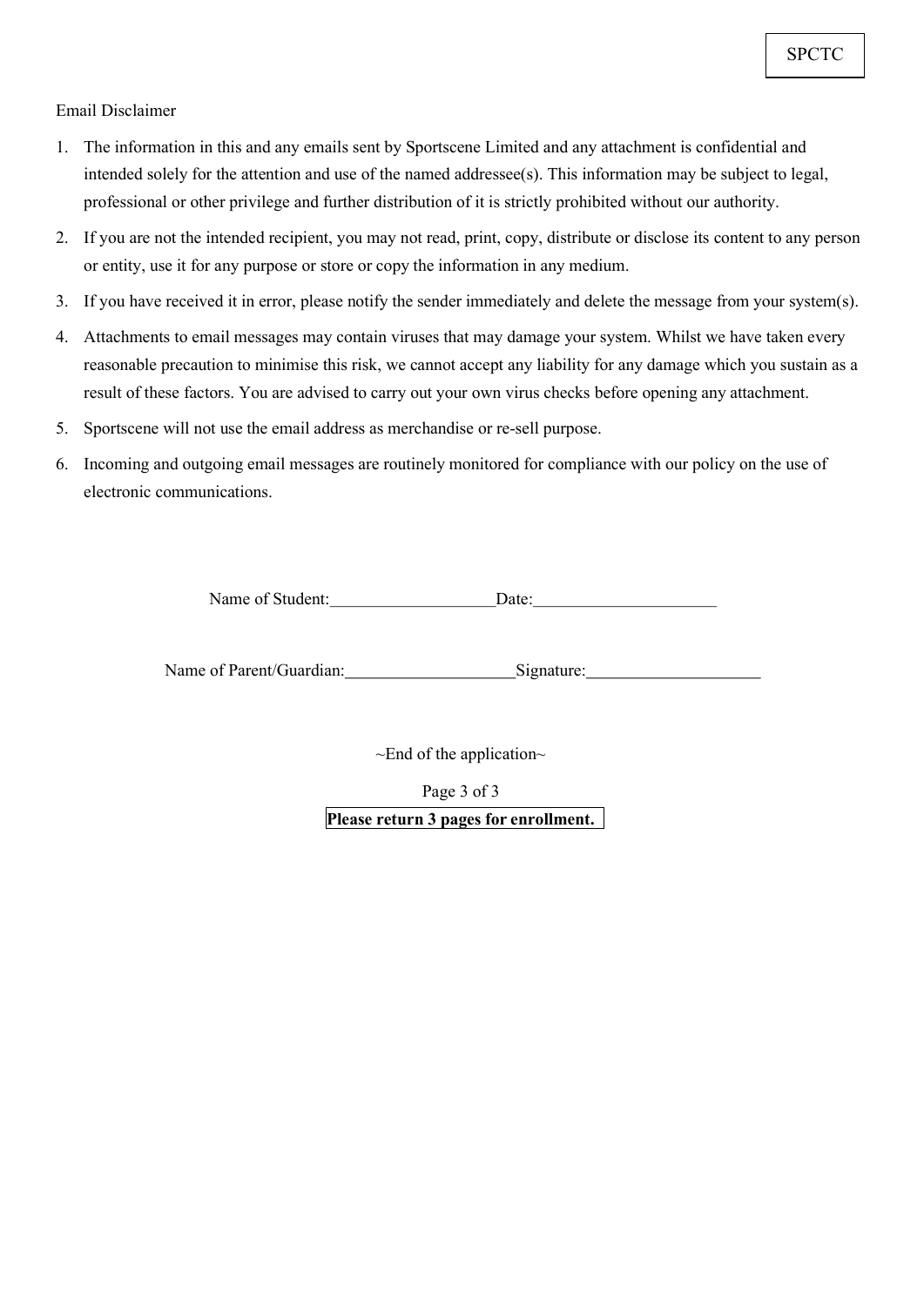SPCTC

Email Disclaimer

1. The information in this and any emails sent by Sportscene Limited and any attachment is confidential and intended solely for the attention and use of the named addressee(s). This information may be subject to legal, professional or other privilege and further distribution of it is strictly prohibited without our authority.
2. If you are not the intended recipient, you may not read, print, copy, distribute or disclose its content to any person or entity, use it for any purpose or store or copy the information in any medium.
3. If you have received it in error, please notify the sender immediately and delete the message from your system(s).
4. Attachments to email messages may contain viruses that may damage your system. Whilst we have taken every reasonable precaution to minimise this risk, we cannot accept any liability for any damage which you sustain as a result of these factors. You are advised to carry out your own virus checks before opening any attachment.
5. Sportscene will not use the email address as merchandise or re-sell purpose.
6. Incoming and outgoing email messages are routinely monitored for compliance with our policy on the use of electronic communications.

Name of Student:\_\_\_\_\_\_\_\_\_\_\_\_\_\_\_\_\_\_\_Date:\_\_\_\_\_\_\_\_\_\_\_\_\_\_\_\_\_\_\_\_\_

Name of Parent/Guardian:\_\_\_\_\_\_\_\_\_\_\_\_\_\_\_\_\_\_\_\_Signature:\_\_\_\_\_\_\_\_\_\_\_\_\_\_\_\_\_\_\_\_

~End of the application~

**Please return 3 pages for enrollment.**